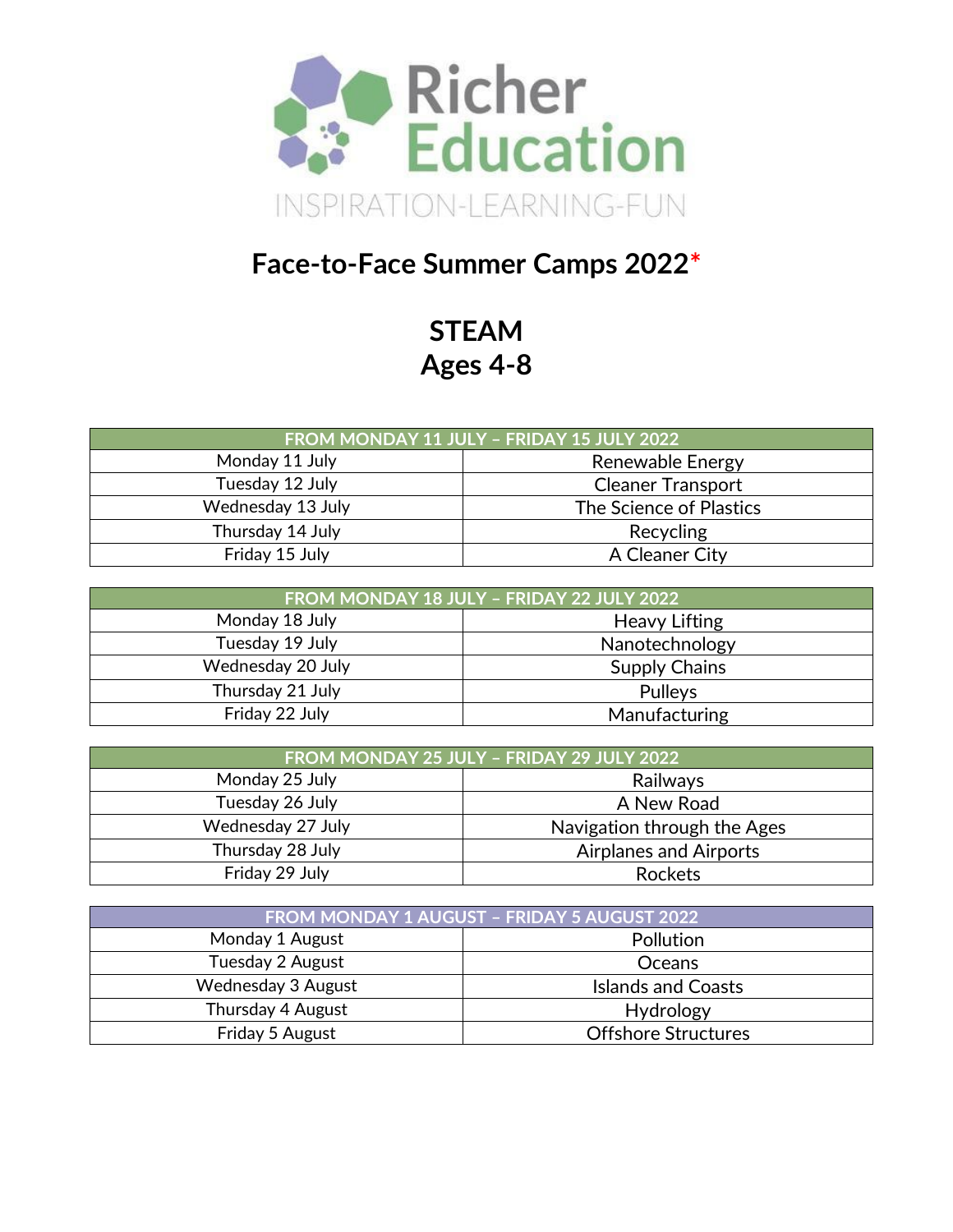Richer Education

INSPIRATION-LEARNING-FUN

# Face-to-Face Summer Camps 2022*

## STEAM
## Ages 4-8

| FROM MONDAY 11 JULY – FRIDAY 15 JULY 2022 | |
|---|---|
| Monday 11 July | Renewable Energy |
| Tuesday 12 July | Cleaner Transport |
| Wednesday 13 July | The Science of Plastics |
| Thursday 14 July | Recycling |
| Friday 15 July | A Cleaner City |

| FROM MONDAY 18 JULY – FRIDAY 22 JULY 2022 | |
|---|---|
| Monday 18 July | Heavy Lifting |
| Tuesday 19 July | Nanotechnology |
| Wednesday 20 July | Supply Chains |
| Thursday 21 July | Pulleys |
| Friday 22 July | Manufacturing |

| FROM MONDAY 25 JULY – FRIDAY 29 JULY 2022 | |
|---|---|
| Monday 25 July | Railways |
| Tuesday 26 July | A New Road |
| Wednesday 27 July | Navigation through the Ages |
| Thursday 28 July | Airplanes and Airports |
| Friday 29 July | Rockets |

| FROM MONDAY 1 AUGUST – FRIDAY 5 AUGUST 2022 | |
|---|---|
| Monday 1 August | Pollution |
| Tuesday 2 August | Oceans |
| Wednesday 3 August | Islands and Coasts |
| Thursday 4 August | Hydrology |
| Friday 5 August | Offshore Structures |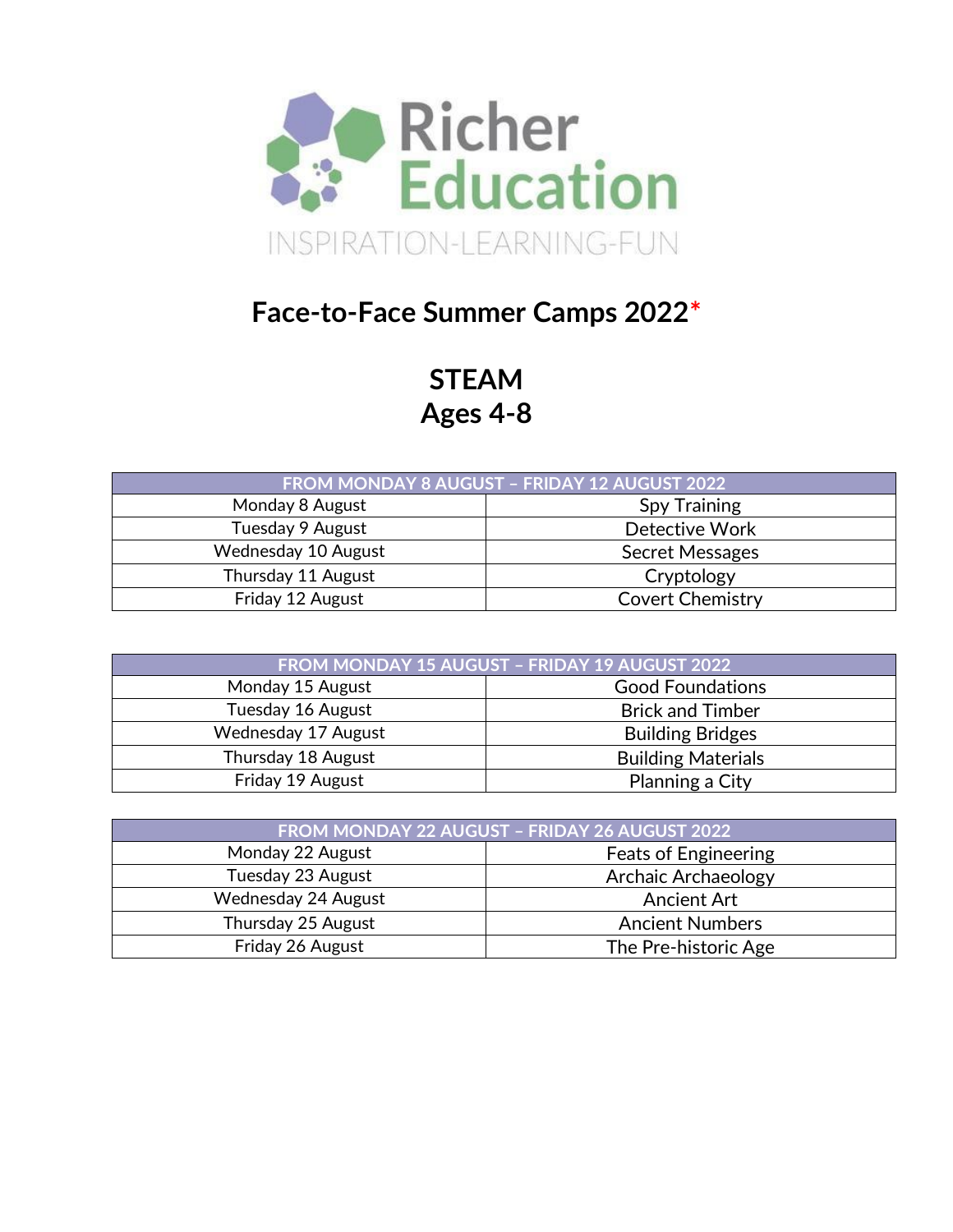Richer Education

INSPIRATION-LEARNING-FUN

# Face-to-Face Summer Camps 2022*

## STEAM
## Ages 4-8

| FROM MONDAY 8 AUGUST – FRIDAY 12 AUGUST 2022 | |
|---|---|
| Monday 8 August | Spy Training |
| Tuesday 9 August | Detective Work |
| Wednesday 10 August | Secret Messages |
| Thursday 11 August | Cryptology |
| Friday 12 August | Covert Chemistry |

| FROM MONDAY 15 AUGUST – FRIDAY 19 AUGUST 2022 | |
|---|---|
| Monday 15 August | Good Foundations |
| Tuesday 16 August | Brick and Timber |
| Wednesday 17 August | Building Bridges |
| Thursday 18 August | Building Materials |
| Friday 19 August | Planning a City |

| FROM MONDAY 22 AUGUST – FRIDAY 26 AUGUST 2022 | |
|---|---|
| Monday 22 August | Feats of Engineering |
| Tuesday 23 August | Archaic Archaeology |
| Wednesday 24 August | Ancient Art |
| Thursday 25 August | Ancient Numbers |
| Friday 26 August | The Pre-historic Age |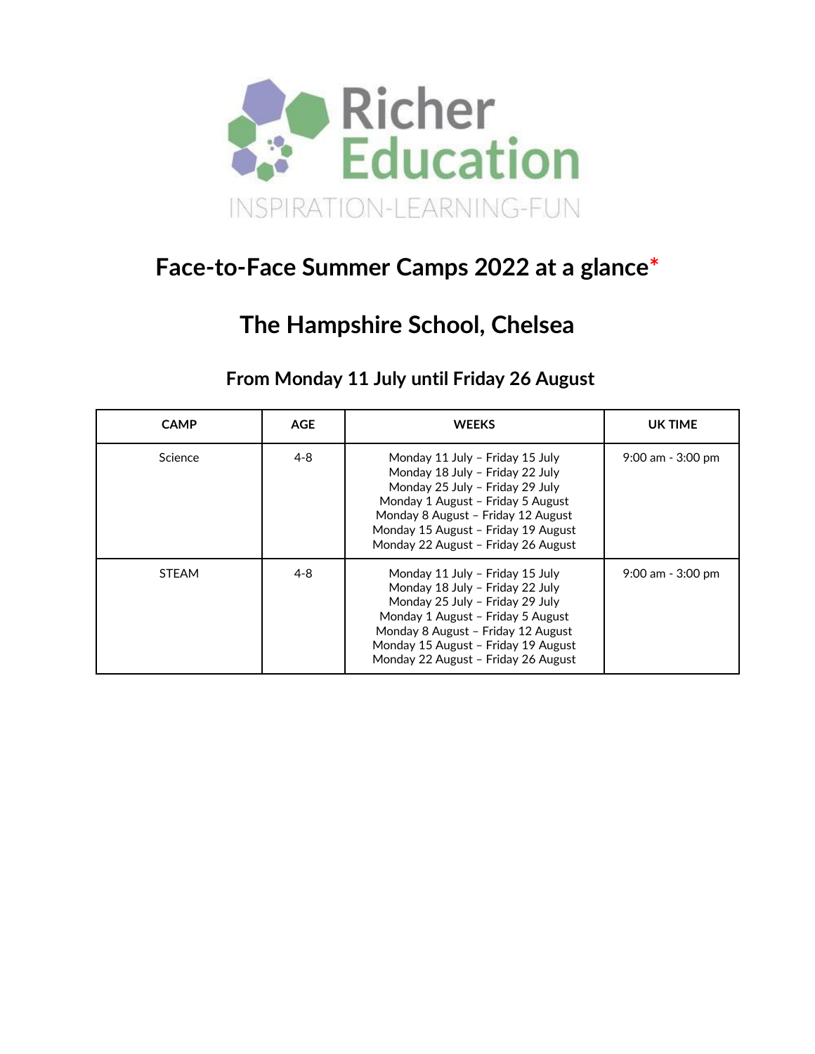Richer Education

INSPIRATION-LEARNING-FUN

# Face-to-Face Summer Camps 2022 at a glance*

# The Hampshire School, Chelsea

### From Monday 11 July until Friday 26 August

| CAMP | AGE | WEEKS | UK TIME |
|---|---|---|---|
| Science | 4-8 | Monday 11 July – Friday 15 July<br>Monday 18 July – Friday 22 July<br>Monday 25 July – Friday 29 July<br>Monday 1 August – Friday 5 August<br>Monday 8 August – Friday 12 August<br>Monday 15 August – Friday 19 August<br>Monday 22 August – Friday 26 August | 9:00 am - 3:00 pm |
| STEAM | 4-8 | Monday 11 July – Friday 15 July<br>Monday 18 July – Friday 22 July<br>Monday 25 July – Friday 29 July<br>Monday 1 August – Friday 5 August<br>Monday 8 August – Friday 12 August<br>Monday 15 August – Friday 19 August<br>Monday 22 August – Friday 26 August | 9:00 am - 3:00 pm |